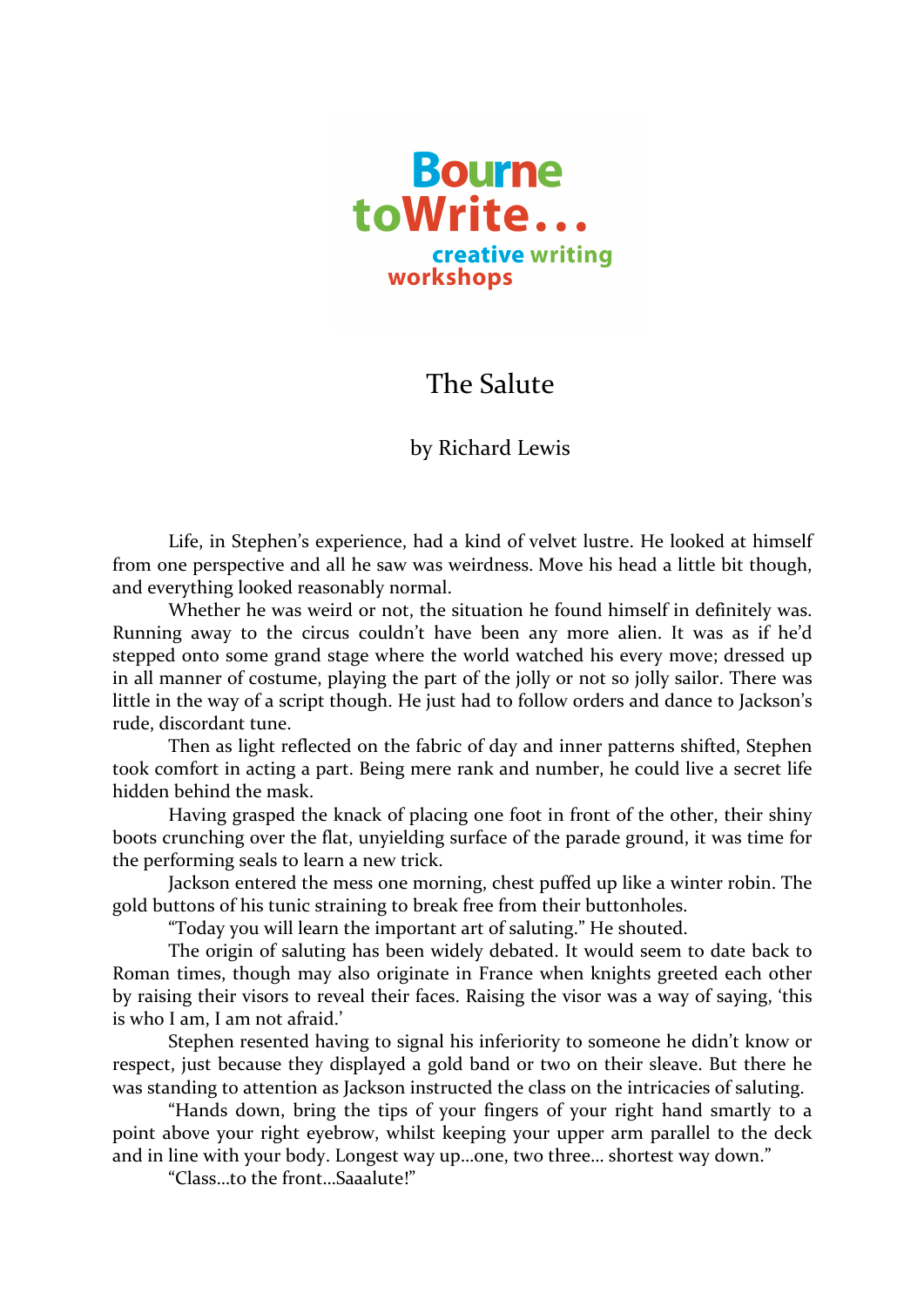Bourne toWrite... creative writing workshops

# The Salute

by Richard Lewis

Life, in Stephen's experience, had a kind of velvet lustre. He looked at himself from one perspective and all he saw was weirdness. Move his head a little bit though, and everything looked reasonably normal.

Whether he was weird or not, the situation he found himself in definitely was. Running away to the circus couldn't have been any more alien. It was as if he'd stepped onto some grand stage where the world watched his every move; dressed up in all manner of costume, playing the part of the jolly or not so jolly sailor. There was little in the way of a script though. He just had to follow orders and dance to Jackson's rude, discordant tune.

Then as light reflected on the fabric of day and inner patterns shifted, Stephen took comfort in acting a part. Being mere rank and number, he could live a secret life hidden behind the mask.

Having grasped the knack of placing one foot in front of the other, their shiny boots crunching over the flat, unyielding surface of the parade ground, it was time for the performing seals to learn a new trick.

Jackson entered the mess one morning, chest puffed up like a winter robin. The gold buttons of his tunic straining to break free from their buttonholes.

"Today you will learn the important art of saluting." He shouted.

The origin of saluting has been widely debated. It would seem to date back to Roman times, though may also originate in France when knights greeted each other by raising their visors to reveal their faces. Raising the visor was a way of saying, 'this is who I am, I am not afraid.'

Stephen resented having to signal his inferiority to someone he didn't know or respect, just because they displayed a gold band or two on their sleave. But there he was standing to attention as Jackson instructed the class on the intricacies of saluting.

"Hands down, bring the tips of your fingers of your right hand smartly to a point above your right eyebrow, whilst keeping your upper arm parallel to the deck and in line with your body. Longest way up...one, two three... shortest way down."

"Class...to the front...Saaalute!"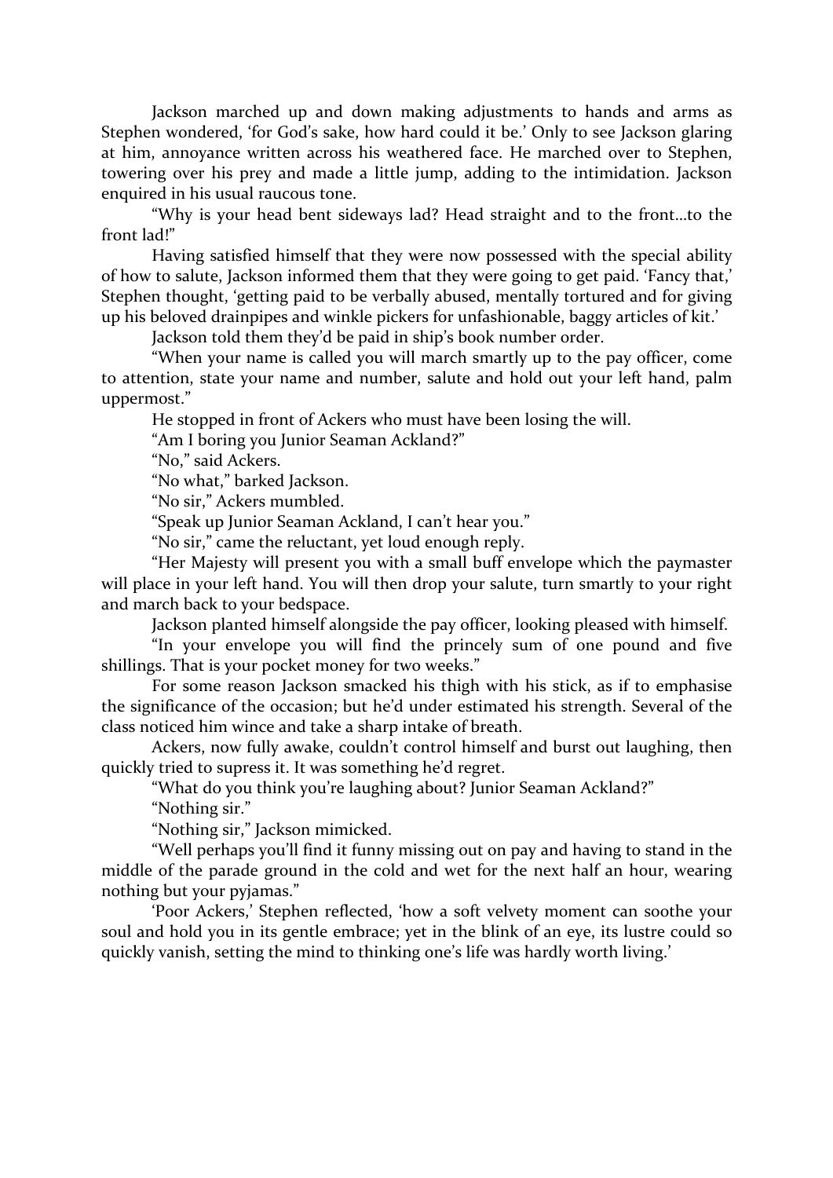Jackson marched up and down making adjustments to hands and arms as Stephen wondered, 'for God's sake, how hard could it be.' Only to see Jackson glaring at him, annoyance written across his weathered face. He marched over to Stephen, towering over his prey and made a little jump, adding to the intimidation. Jackson enquired in his usual raucous tone.

"Why is your head bent sideways lad? Head straight and to the front…to the front lad!"

Having satisfied himself that they were now possessed with the special ability of how to salute, Jackson informed them that they were going to get paid. 'Fancy that,' Stephen thought, 'getting paid to be verbally abused, mentally tortured and for giving up his beloved drainpipes and winkle pickers for unfashionable, baggy articles of kit.'

Jackson told them they'd be paid in ship's book number order.

"When your name is called you will march smartly up to the pay officer, come to attention, state your name and number, salute and hold out your left hand, palm uppermost."

He stopped in front of Ackers who must have been losing the will.

"Am I boring you Junior Seaman Ackland?"

"No," said Ackers.

"No what," barked Jackson.

"No sir," Ackers mumbled.

"Speak up Junior Seaman Ackland, I can't hear you."

"No sir," came the reluctant, yet loud enough reply.

"Her Majesty will present you with a small buff envelope which the paymaster will place in your left hand. You will then drop your salute, turn smartly to your right and march back to your bedspace.

Jackson planted himself alongside the pay officer, looking pleased with himself.

"In your envelope you will find the princely sum of one pound and five shillings. That is your pocket money for two weeks."

For some reason Jackson smacked his thigh with his stick, as if to emphasise the significance of the occasion; but he'd under estimated his strength. Several of the class noticed him wince and take a sharp intake of breath.

Ackers, now fully awake, couldn't control himself and burst out laughing, then quickly tried to supress it. It was something he'd regret.

"What do you think you're laughing about? Junior Seaman Ackland?"

"Nothing sir."

"Nothing sir," Jackson mimicked.

"Well perhaps you'll find it funny missing out on pay and having to stand in the middle of the parade ground in the cold and wet for the next half an hour, wearing nothing but your pyjamas."

'Poor Ackers,' Stephen reflected, 'how a soft velvety moment can soothe your soul and hold you in its gentle embrace; yet in the blink of an eye, its lustre could so quickly vanish, setting the mind to thinking one's life was hardly worth living.'